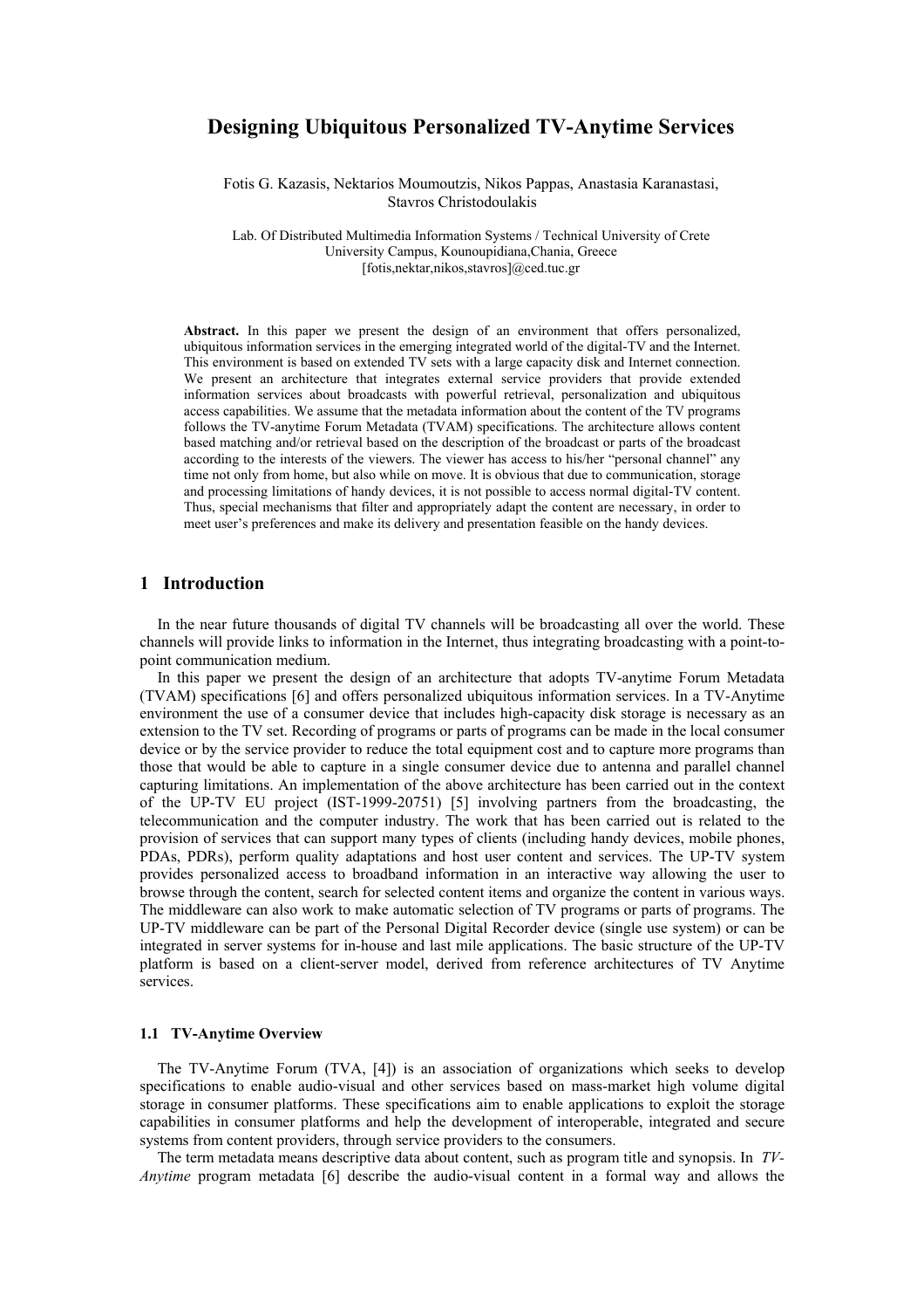# Designing Ubiquitous Personalized TV-Anytime Services

Fotis G. Kazasis, Nektarios Moumoutzis, Nikos Pappas, Anastasia Karanastasi, Stavros Christodoulakis

Lab. Of Distributed Multimedia Information Systems / Technical University of Crete
University Campus, Kounoupidiana,Chania, Greece
[fotis,nektar,nikos,stavros]@ced.tuc.gr

**Abstract.** In this paper we present the design of an environment that offers personalized, ubiquitous information services in the emerging integrated world of the digital-TV and the Internet. This environment is based on extended TV sets with a large capacity disk and Internet connection. We present an architecture that integrates external service providers that provide extended information services about broadcasts with powerful retrieval, personalization and ubiquitous access capabilities. We assume that the metadata information about the content of the TV programs follows the TV-anytime Forum Metadata (TVAM) specifications. The architecture allows content based matching and/or retrieval based on the description of the broadcast or parts of the broadcast according to the interests of the viewers. The viewer has access to his/her "personal channel" any time not only from home, but also while on move. It is obvious that due to communication, storage and processing limitations of handy devices, it is not possible to access normal digital-TV content. Thus, special mechanisms that filter and appropriately adapt the content are necessary, in order to meet user's preferences and make its delivery and presentation feasible on the handy devices.

## 1 Introduction

In the near future thousands of digital TV channels will be broadcasting all over the world. These channels will provide links to information in the Internet, thus integrating broadcasting with a point-to-point communication medium.

In this paper we present the design of an architecture that adopts TV-anytime Forum Metadata (TVAM) specifications [6] and offers personalized ubiquitous information services. In a TV-Anytime environment the use of a consumer device that includes high-capacity disk storage is necessary as an extension to the TV set. Recording of programs or parts of programs can be made in the local consumer device or by the service provider to reduce the total equipment cost and to capture more programs than those that would be able to capture in a single consumer device due to antenna and parallel channel capturing limitations. An implementation of the above architecture has been carried out in the context of the UP-TV EU project (IST-1999-20751) [5] involving partners from the broadcasting, the telecommunication and the computer industry. The work that has been carried out is related to the provision of services that can support many types of clients (including handy devices, mobile phones, PDAs, PDRs), perform quality adaptations and host user content and services. The UP-TV system provides personalized access to broadband information in an interactive way allowing the user to browse through the content, search for selected content items and organize the content in various ways. The middleware can also work to make automatic selection of TV programs or parts of programs. The UP-TV middleware can be part of the Personal Digital Recorder device (single use system) or can be integrated in server systems for in-house and last mile applications. The basic structure of the UP-TV platform is based on a client-server model, derived from reference architectures of TV Anytime services.

### 1.1 TV-Anytime Overview

The TV-Anytime Forum (TVA, [4]) is an association of organizations which seeks to develop specifications to enable audio-visual and other services based on mass-market high volume digital storage in consumer platforms. These specifications aim to enable applications to exploit the storage capabilities in consumer platforms and help the development of interoperable, integrated and secure systems from content providers, through service providers to the consumers.

The term metadata means descriptive data about content, such as program title and synopsis. In *TV-Anytime* program metadata [6] describe the audio-visual content in a formal way and allows the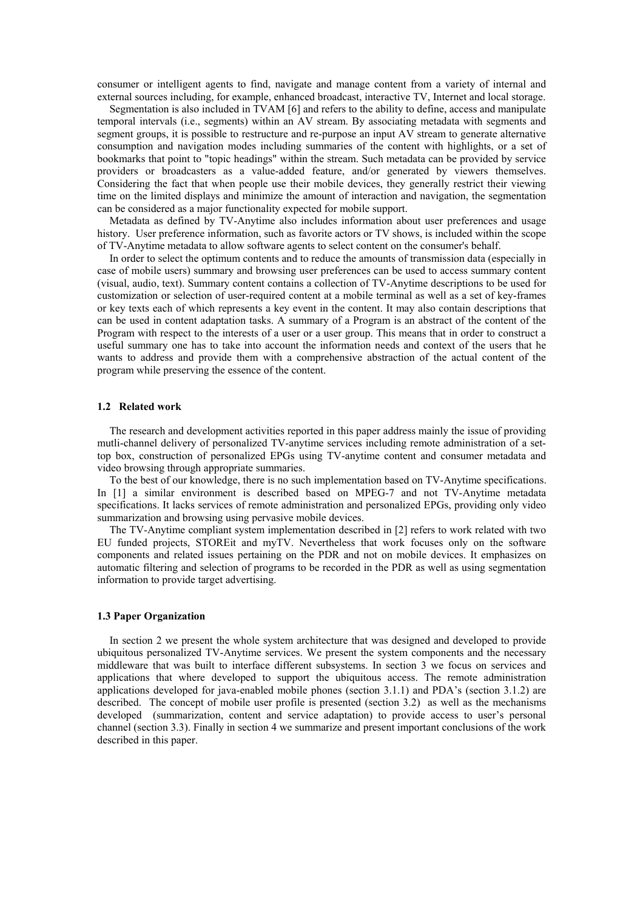consumer or intelligent agents to find, navigate and manage content from a variety of internal and external sources including, for example, enhanced broadcast, interactive TV, Internet and local storage.

Segmentation is also included in TVAM [6] and refers to the ability to define, access and manipulate temporal intervals (i.e., segments) within an AV stream. By associating metadata with segments and segment groups, it is possible to restructure and re-purpose an input AV stream to generate alternative consumption and navigation modes including summaries of the content with highlights, or a set of bookmarks that point to "topic headings" within the stream. Such metadata can be provided by service providers or broadcasters as a value-added feature, and/or generated by viewers themselves. Considering the fact that when people use their mobile devices, they generally restrict their viewing time on the limited displays and minimize the amount of interaction and navigation, the segmentation can be considered as a major functionality expected for mobile support.

Metadata as defined by TV-Anytime also includes information about user preferences and usage history. User preference information, such as favorite actors or TV shows, is included within the scope of TV-Anytime metadata to allow software agents to select content on the consumer's behalf.

In order to select the optimum contents and to reduce the amounts of transmission data (especially in case of mobile users) summary and browsing user preferences can be used to access summary content (visual, audio, text). Summary content contains a collection of TV-Anytime descriptions to be used for customization or selection of user-required content at a mobile terminal as well as a set of key-frames or key texts each of which represents a key event in the content. It may also contain descriptions that can be used in content adaptation tasks. A summary of a Program is an abstract of the content of the Program with respect to the interests of a user or a user group. This means that in order to construct a useful summary one has to take into account the information needs and context of the users that he wants to address and provide them with a comprehensive abstraction of the actual content of the program while preserving the essence of the content.

### 1.2 Related work

The research and development activities reported in this paper address mainly the issue of providing mutli-channel delivery of personalized TV-anytime services including remote administration of a set-top box, construction of personalized EPGs using TV-anytime content and consumer metadata and video browsing through appropriate summaries.

To the best of our knowledge, there is no such implementation based on TV-Anytime specifications. In [1] a similar environment is described based on MPEG-7 and not TV-Anytime metadata specifications. It lacks services of remote administration and personalized EPGs, providing only video summarization and browsing using pervasive mobile devices.

The TV-Anytime compliant system implementation described in [2] refers to work related with two EU funded projects, STOREit and myTV. Nevertheless that work focuses only on the software components and related issues pertaining on the PDR and not on mobile devices. It emphasizes on automatic filtering and selection of programs to be recorded in the PDR as well as using segmentation information to provide target advertising.

### 1.3 Paper Organization

In section 2 we present the whole system architecture that was designed and developed to provide ubiquitous personalized TV-Anytime services. We present the system components and the necessary middleware that was built to interface different subsystems. In section 3 we focus on services and applications that where developed to support the ubiquitous access. The remote administration applications developed for java-enabled mobile phones (section 3.1.1) and PDA's (section 3.1.2) are described. The concept of mobile user profile is presented (section 3.2) as well as the mechanisms developed (summarization, content and service adaptation) to provide access to user's personal channel (section 3.3). Finally in section 4 we summarize and present important conclusions of the work described in this paper.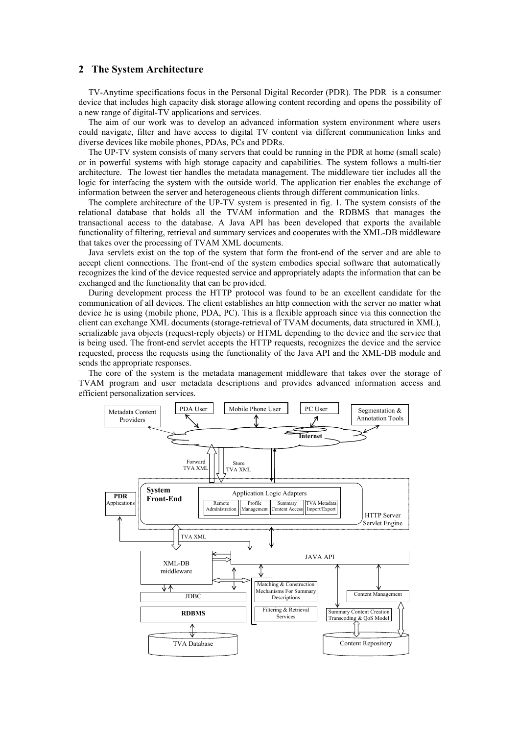## 2 The System Architecture

TV-Anytime specifications focus in the Personal Digital Recorder (PDR). The PDR is a consumer device that includes high capacity disk storage allowing content recording and opens the possibility of a new range of digital-TV applications and services.

The aim of our work was to develop an advanced information system environment where users could navigate, filter and have access to digital TV content via different communication links and diverse devices like mobile phones, PDAs, PCs and PDRs.

The UP-TV system consists of many servers that could be running in the PDR at home (small scale) or in powerful systems with high storage capacity and capabilities. The system follows a multi-tier architecture. The lowest tier handles the metadata management. The middleware tier includes all the logic for interfacing the system with the outside world. The application tier enables the exchange of information between the server and heterogeneous clients through different communication links.

The complete architecture of the UP-TV system is presented in fig. 1. The system consists of the relational database that holds all the TVAM information and the RDBMS that manages the transactional access to the database. A Java API has been developed that exports the available functionality of filtering, retrieval and summary services and cooperates with the XML-DB middleware that takes over the processing of TVAM XML documents.

Java servlets exist on the top of the system that form the front-end of the server and are able to accept client connections. The front-end of the system embodies special software that automatically recognizes the kind of the device requested service and appropriately adapts the information that can be exchanged and the functionality that can be provided.

During development process the HTTP protocol was found to be an excellent candidate for the communication of all devices. The client establishes an http connection with the server no matter what device he is using (mobile phone, PDA, PC). This is a flexible approach since via this connection the client can exchange XML documents (storage-retrieval of TVAM documents, data structured in XML), serializable java objects (request-reply objects) or HTML depending to the device and the service that is being used. The front-end servlet accepts the HTTP requests, recognizes the device and the service requested, process the requests using the functionality of the Java API and the XML-DB module and sends the appropriate responses.

The core of the system is the metadata management middleware that takes over the storage of TVAM program and user metadata descriptions and provides advanced information access and efficient personalization services.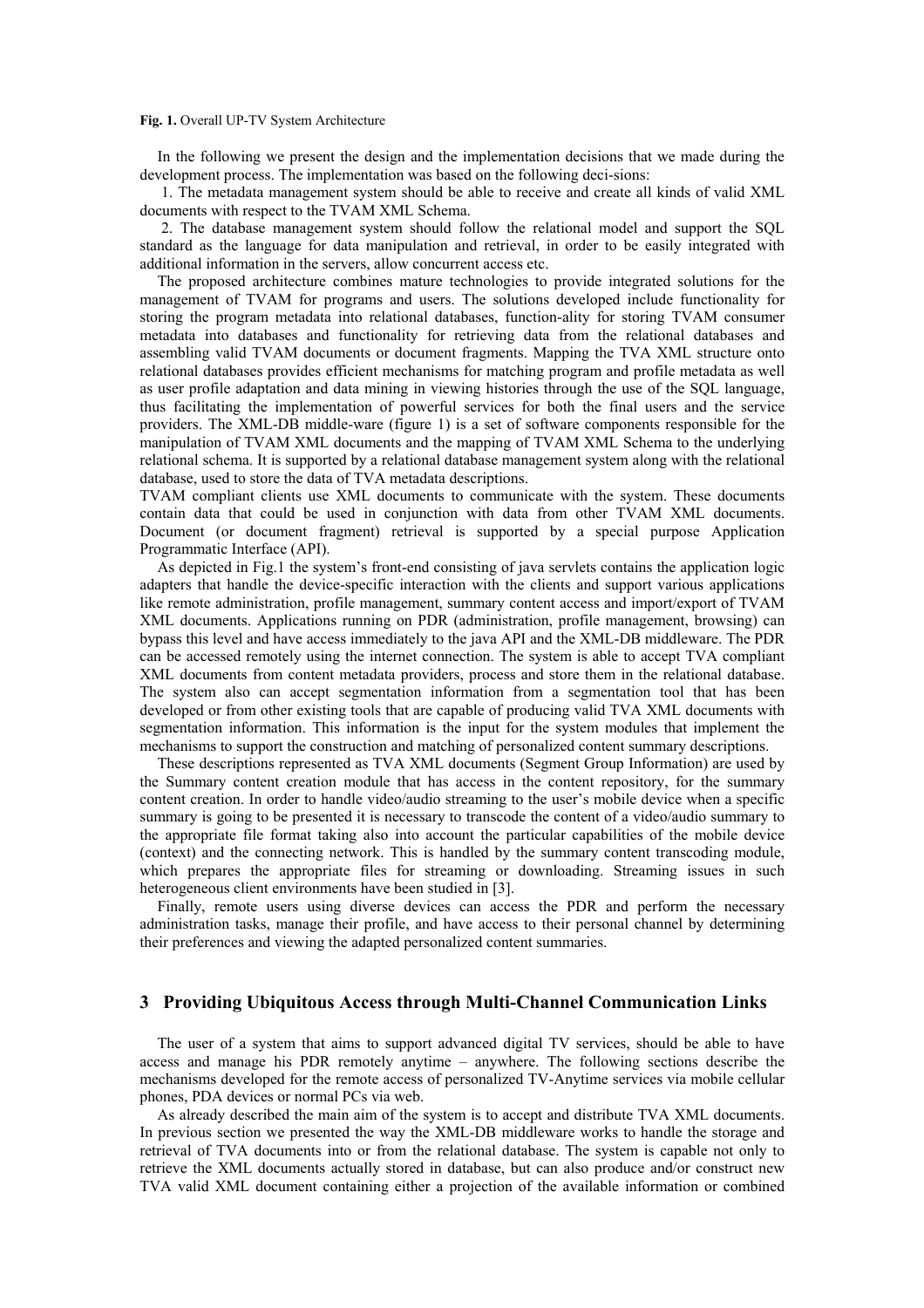**Fig. 1.** Overall UP-TV System Architecture

In the following we present the design and the implementation decisions that we made during the development process. The implementation was based on the following deci-sions:

1. The metadata management system should be able to receive and create all kinds of valid XML documents with respect to the TVAM XML Schema.

2. The database management system should follow the relational model and support the SQL standard as the language for data manipulation and retrieval, in order to be easily integrated with additional information in the servers, allow concurrent access etc.

The proposed architecture combines mature technologies to provide integrated solutions for the management of TVAM for programs and users. The solutions developed include functionality for storing the program metadata into relational databases, function-ality for storing TVAM consumer metadata into databases and functionality for retrieving data from the relational databases and assembling valid TVAM documents or document fragments. Mapping the TVA XML structure onto relational databases provides efficient mechanisms for matching program and profile metadata as well as user profile adaptation and data mining in viewing histories through the use of the SQL language, thus facilitating the implementation of powerful services for both the final users and the service providers. The XML-DB middle-ware (figure 1) is a set of software components responsible for the manipulation of TVAM XML documents and the mapping of TVAM XML Schema to the underlying relational schema. It is supported by a relational database management system along with the relational database, used to store the data of TVA metadata descriptions.

TVAM compliant clients use XML documents to communicate with the system. These documents contain data that could be used in conjunction with data from other TVAM XML documents. Document (or document fragment) retrieval is supported by a special purpose Application Programmatic Interface (API).

As depicted in Fig.1 the system's front-end consisting of java servlets contains the application logic adapters that handle the device-specific interaction with the clients and support various applications like remote administration, profile management, summary content access and import/export of TVAM XML documents. Applications running on PDR (administration, profile management, browsing) can bypass this level and have access immediately to the java API and the XML-DB middleware. The PDR can be accessed remotely using the internet connection. The system is able to accept TVA compliant XML documents from content metadata providers, process and store them in the relational database. The system also can accept segmentation information from a segmentation tool that has been developed or from other existing tools that are capable of producing valid TVA XML documents with segmentation information. This information is the input for the system modules that implement the mechanisms to support the construction and matching of personalized content summary descriptions.

These descriptions represented as TVA XML documents (Segment Group Information) are used by the Summary content creation module that has access in the content repository, for the summary content creation. In order to handle video/audio streaming to the user's mobile device when a specific summary is going to be presented it is necessary to transcode the content of a video/audio summary to the appropriate file format taking also into account the particular capabilities of the mobile device (context) and the connecting network. This is handled by the summary content transcoding module, which prepares the appropriate files for streaming or downloading. Streaming issues in such heterogeneous client environments have been studied in [3].

Finally, remote users using diverse devices can access the PDR and perform the necessary administration tasks, manage their profile, and have access to their personal channel by determining their preferences and viewing the adapted personalized content summaries.

## 3 Providing Ubiquitous Access through Multi-Channel Communication Links

The user of a system that aims to support advanced digital TV services, should be able to have access and manage his PDR remotely anytime – anywhere. The following sections describe the mechanisms developed for the remote access of personalized TV-Anytime services via mobile cellular phones, PDA devices or normal PCs via web.

As already described the main aim of the system is to accept and distribute TVA XML documents. In previous section we presented the way the XML-DB middleware works to handle the storage and retrieval of TVA documents into or from the relational database. The system is capable not only to retrieve the XML documents actually stored in database, but can also produce and/or construct new TVA valid XML document containing either a projection of the available information or combined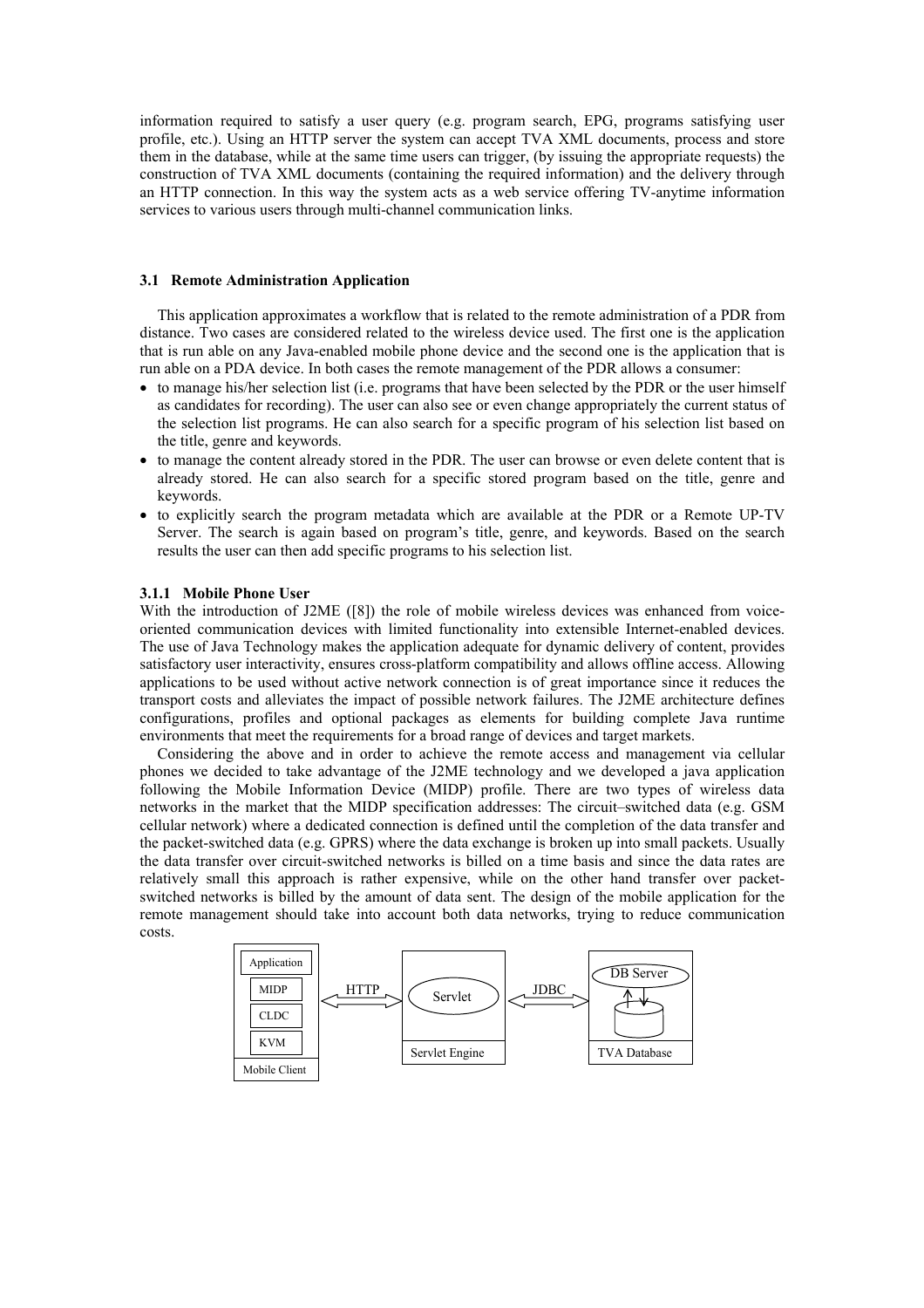information required to satisfy a user query (e.g. program search, EPG, programs satisfying user profile, etc.). Using an HTTP server the system can accept TVA XML documents, process and store them in the database, while at the same time users can trigger, (by issuing the appropriate requests) the construction of TVA XML documents (containing the required information) and the delivery through an HTTP connection. In this way the system acts as a web service offering TV-anytime information services to various users through multi-channel communication links.

### 3.1 Remote Administration Application

This application approximates a workflow that is related to the remote administration of a PDR from distance. Two cases are considered related to the wireless device used. The first one is the application that is run able on any Java-enabled mobile phone device and the second one is the application that is run able on a PDA device. In both cases the remote management of the PDR allows a consumer:

- to manage his/her selection list (i.e. programs that have been selected by the PDR or the user himself as candidates for recording). The user can also see or even change appropriately the current status of the selection list programs. He can also search for a specific program of his selection list based on the title, genre and keywords.
- to manage the content already stored in the PDR. The user can browse or even delete content that is already stored. He can also search for a specific stored program based on the title, genre and keywords.
- to explicitly search the program metadata which are available at the PDR or a Remote UP-TV Server. The search is again based on program's title, genre, and keywords. Based on the search results the user can then add specific programs to his selection list.

#### 3.1.1 Mobile Phone User

With the introduction of J2ME ([8]) the role of mobile wireless devices was enhanced from voice-oriented communication devices with limited functionality into extensible Internet-enabled devices. The use of Java Technology makes the application adequate for dynamic delivery of content, provides satisfactory user interactivity, ensures cross-platform compatibility and allows offline access. Allowing applications to be used without active network connection is of great importance since it reduces the transport costs and alleviates the impact of possible network failures. The J2ME architecture defines configurations, profiles and optional packages as elements for building complete Java runtime environments that meet the requirements for a broad range of devices and target markets.

Considering the above and in order to achieve the remote access and management via cellular phones we decided to take advantage of the J2ME technology and we developed a java application following the Mobile Information Device (MIDP) profile. There are two types of wireless data networks in the market that the MIDP specification addresses: The circuit–switched data (e.g. GSM cellular network) where a dedicated connection is defined until the completion of the data transfer and the packet-switched data (e.g. GPRS) where the data exchange is broken up into small packets. Usually the data transfer over circuit-switched networks is billed on a time basis and since the data rates are relatively small this approach is rather expensive, while on the other hand transfer over packet-switched networks is billed by the amount of data sent. The design of the mobile application for the remote management should take into account both data networks, trying to reduce communication costs.

Application
MIDP
CLDC
KVM
Mobile Client

HTTP

Servlet
Servlet Engine

JDBC

DB Server
TVA Database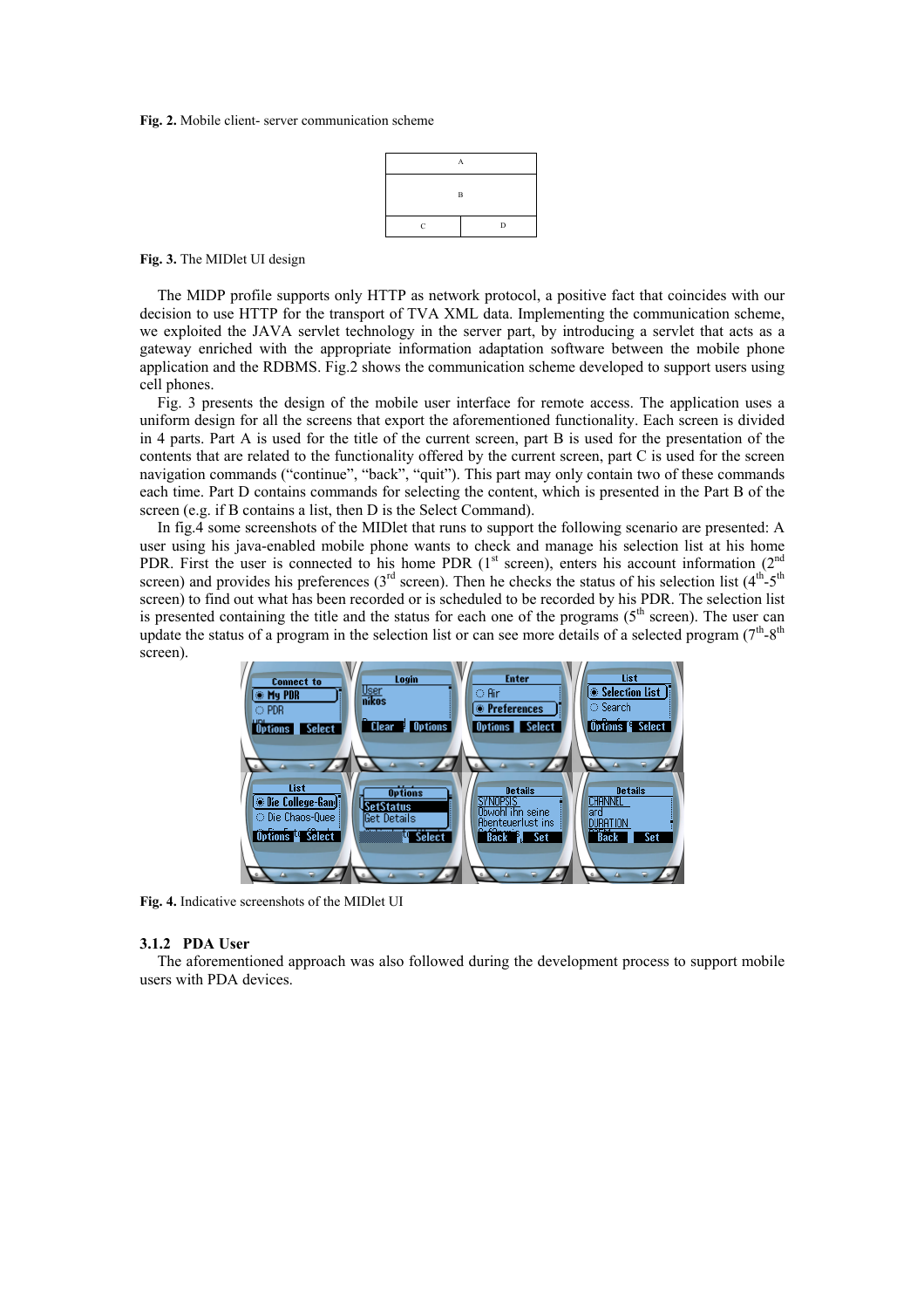**Fig. 2.** Mobile client- server communication scheme

| A | |
|---|---|
| B | |
| C | D |

**Fig. 3.** The MIDlet UI design

The MIDP profile supports only HTTP as network protocol, a positive fact that coincides with our decision to use HTTP for the transport of TVA XML data. Implementing the communication scheme, we exploited the JAVA servlet technology in the server part, by introducing a servlet that acts as a gateway enriched with the appropriate information adaptation software between the mobile phone application and the RDBMS. Fig.2 shows the communication scheme developed to support users using cell phones.

Fig. 3 presents the design of the mobile user interface for remote access. The application uses a uniform design for all the screens that export the aforementioned functionality. Each screen is divided in 4 parts. Part A is used for the title of the current screen, part B is used for the presentation of the contents that are related to the functionality offered by the current screen, part C is used for the screen navigation commands ("continue", "back", "quit"). This part may only contain two of these commands each time. Part D contains commands for selecting the content, which is presented in the Part B of the screen (e.g. if B contains a list, then D is the Select Command).

In fig.4 some screenshots of the MIDlet that runs to support the following scenario are presented: A user using his java-enabled mobile phone wants to check and manage his selection list at his home PDR. First the user is connected to his home PDR (1st screen), enters his account information (2nd screen) and provides his preferences (3rd screen). Then he checks the status of his selection list (4th-5th screen) to find out what has been recorded or is scheduled to be recorded by his PDR. The selection list is presented containing the title and the status for each one of the programs (5th screen). The user can update the status of a program in the selection list or can see more details of a selected program (7th-8th screen).

**Fig. 4.** Indicative screenshots of the MIDlet UI

### 3.1.2 PDA User

The aforementioned approach was also followed during the development process to support mobile users with PDA devices.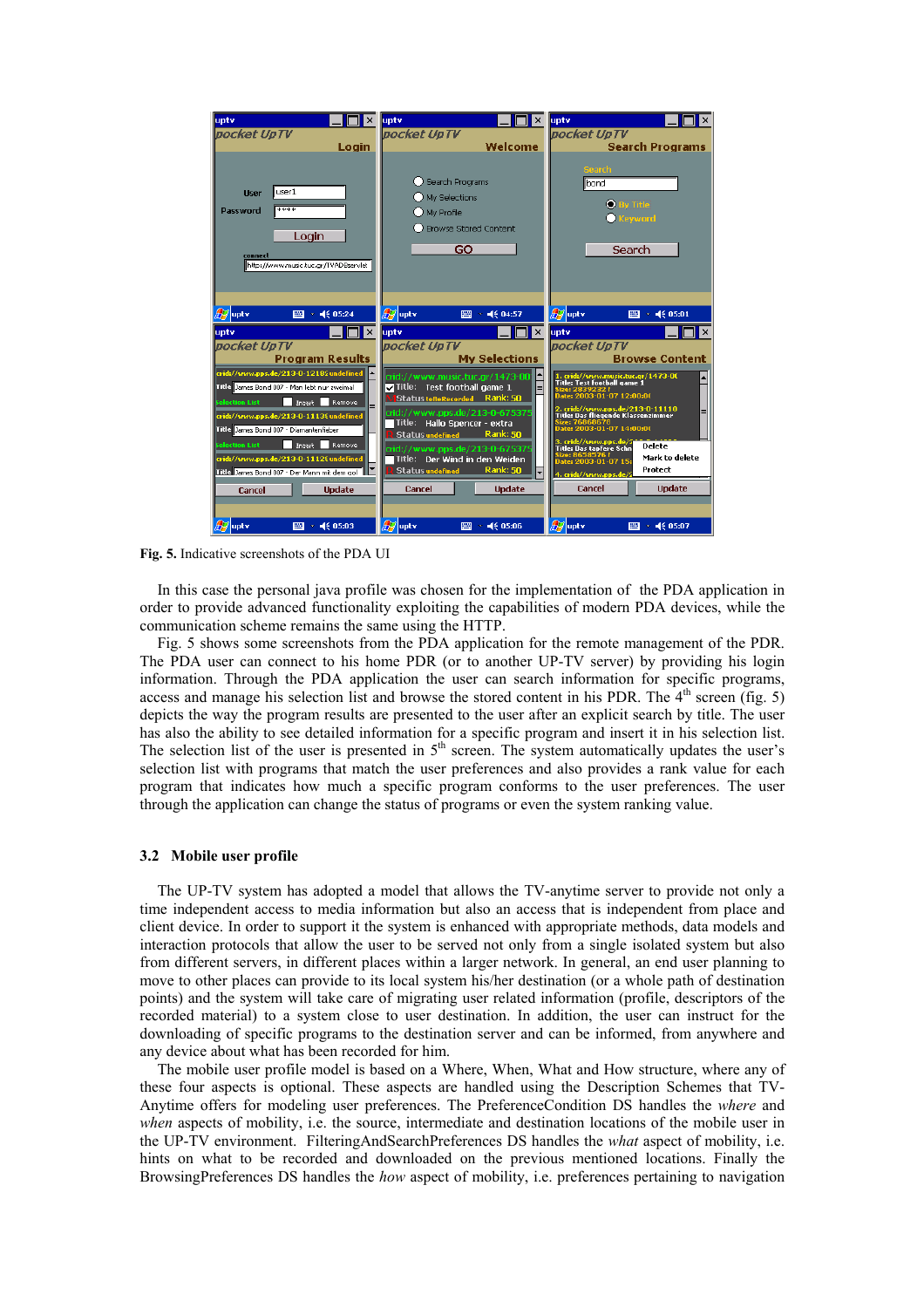**Fig. 5.** Indicative screenshots of the PDA UI

In this case the personal java profile was chosen for the implementation of the PDA application in order to provide advanced functionality exploiting the capabilities of modern PDA devices, while the communication scheme remains the same using the HTTP.

Fig. 5 shows some screenshots from the PDA application for the remote management of the PDR. The PDA user can connect to his home PDR (or to another UP-TV server) by providing his login information. Through the PDA application the user can search information for specific programs, access and manage his selection list and browse the stored content in his PDR. The 4th screen (fig. 5) depicts the way the program results are presented to the user after an explicit search by title. The user has also the ability to see detailed information for a specific program and insert it in his selection list. The selection list of the user is presented in 5th screen. The system automatically updates the user's selection list with programs that match the user preferences and also provides a rank value for each program that indicates how much a specific program conforms to the user preferences. The user through the application can change the status of programs or even the system ranking value.

### 3.2 Mobile user profile

The UP-TV system has adopted a model that allows the TV-anytime server to provide not only a time independent access to media information but also an access that is independent from place and client device. In order to support it the system is enhanced with appropriate methods, data models and interaction protocols that allow the user to be served not only from a single isolated system but also from different servers, in different places within a larger network. In general, an end user planning to move to other places can provide to its local system his/her destination (or a whole path of destination points) and the system will take care of migrating user related information (profile, descriptors of the recorded material) to a system close to user destination. In addition, the user can instruct for the downloading of specific programs to the destination server and can be informed, from anywhere and any device about what has been recorded for him.

The mobile user profile model is based on a Where, When, What and How structure, where any of these four aspects is optional. These aspects are handled using the Description Schemes that TV-Anytime offers for modeling user preferences. The PreferenceCondition DS handles the *where* and *when* aspects of mobility, i.e. the source, intermediate and destination locations of the mobile user in the UP-TV environment. FilteringAndSearchPreferences DS handles the *what* aspect of mobility, i.e. hints on what to be recorded and downloaded on the previous mentioned locations. Finally the BrowsingPreferences DS handles the *how* aspect of mobility, i.e. preferences pertaining to navigation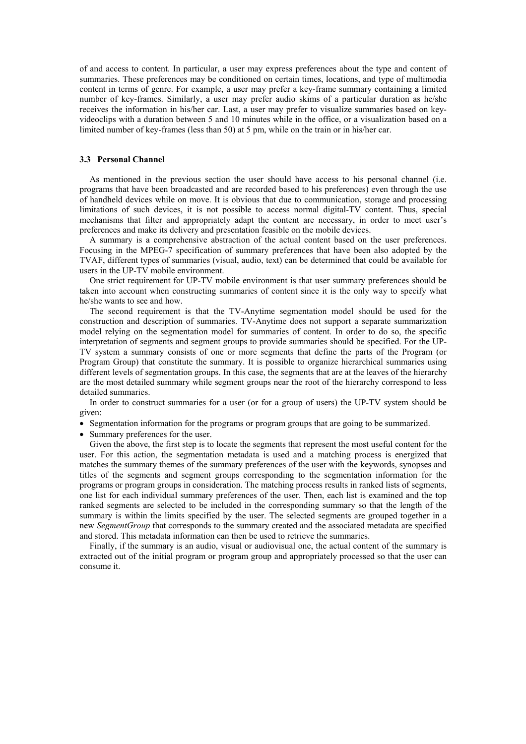of and access to content. In particular, a user may express preferences about the type and content of summaries. These preferences may be conditioned on certain times, locations, and type of multimedia content in terms of genre. For example, a user may prefer a key-frame summary containing a limited number of key-frames. Similarly, a user may prefer audio skims of a particular duration as he/she receives the information in his/her car. Last, a user may prefer to visualize summaries based on key-videoclips with a duration between 5 and 10 minutes while in the office, or a visualization based on a limited number of key-frames (less than 50) at 5 pm, while on the train or in his/her car.

### 3.3 Personal Channel

As mentioned in the previous section the user should have access to his personal channel (i.e. programs that have been broadcasted and are recorded based to his preferences) even through the use of handheld devices while on move. It is obvious that due to communication, storage and processing limitations of such devices, it is not possible to access normal digital-TV content. Thus, special mechanisms that filter and appropriately adapt the content are necessary, in order to meet user's preferences and make its delivery and presentation feasible on the mobile devices.

A summary is a comprehensive abstraction of the actual content based on the user preferences. Focusing in the MPEG-7 specification of summary preferences that have been also adopted by the TVAF, different types of summaries (visual, audio, text) can be determined that could be available for users in the UP-TV mobile environment.

One strict requirement for UP-TV mobile environment is that user summary preferences should be taken into account when constructing summaries of content since it is the only way to specify what he/she wants to see and how.

The second requirement is that the TV-Anytime segmentation model should be used for the construction and description of summaries. TV-Anytime does not support a separate summarization model relying on the segmentation model for summaries of content. In order to do so, the specific interpretation of segments and segment groups to provide summaries should be specified. For the UP-TV system a summary consists of one or more segments that define the parts of the Program (or Program Group) that constitute the summary. It is possible to organize hierarchical summaries using different levels of segmentation groups. In this case, the segments that are at the leaves of the hierarchy are the most detailed summary while segment groups near the root of the hierarchy correspond to less detailed summaries.

In order to construct summaries for a user (or for a group of users) the UP-TV system should be given:

- Segmentation information for the programs or program groups that are going to be summarized.
- Summary preferences for the user.

Given the above, the first step is to locate the segments that represent the most useful content for the user. For this action, the segmentation metadata is used and a matching process is energized that matches the summary themes of the summary preferences of the user with the keywords, synopses and titles of the segments and segment groups corresponding to the segmentation information for the programs or program groups in consideration. The matching process results in ranked lists of segments, one list for each individual summary preferences of the user. Then, each list is examined and the top ranked segments are selected to be included in the corresponding summary so that the length of the summary is within the limits specified by the user. The selected segments are grouped together in a new *SegmentGroup* that corresponds to the summary created and the associated metadata are specified and stored. This metadata information can then be used to retrieve the summaries.

Finally, if the summary is an audio, visual or audiovisual one, the actual content of the summary is extracted out of the initial program or program group and appropriately processed so that the user can consume it.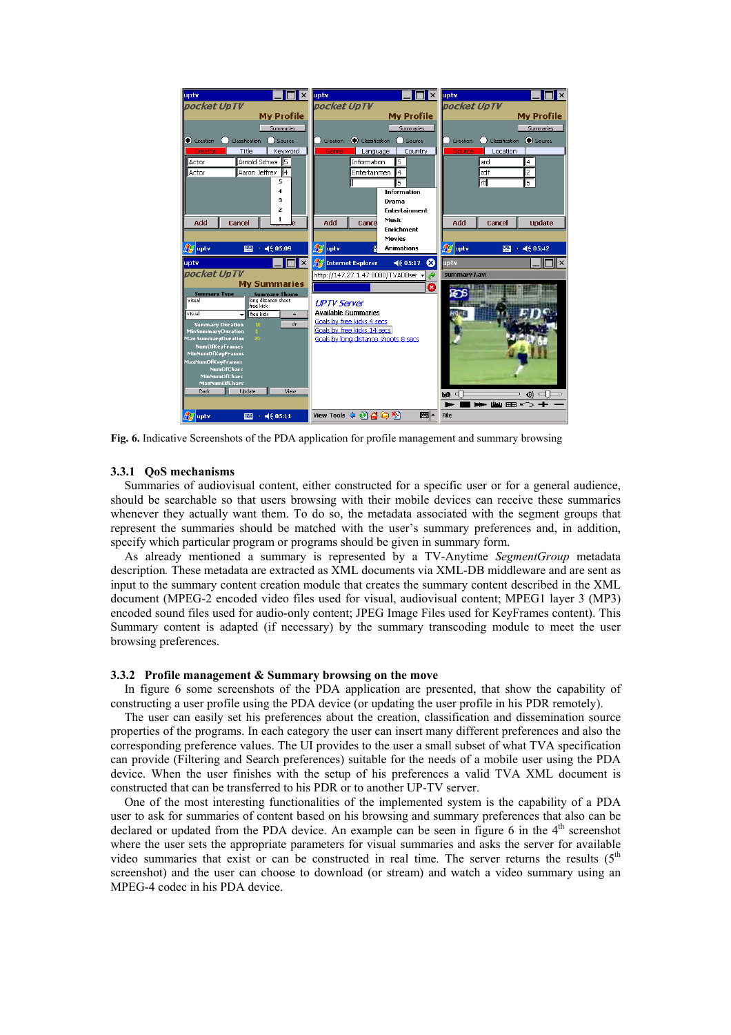**Fig. 6.** Indicative Screenshots of the PDA application for profile management and summary browsing

### 3.3.1 QoS mechanisms

Summaries of audiovisual content, either constructed for a specific user or for a general audience, should be searchable so that users browsing with their mobile devices can receive these summaries whenever they actually want them. To do so, the metadata associated with the segment groups that represent the summaries should be matched with the user's summary preferences and, in addition, specify which particular program or programs should be given in summary form.

As already mentioned a summary is represented by a TV-Anytime *SegmentGroup* metadata description*.* These metadata are extracted as XML documents via XML-DB middleware and are sent as input to the summary content creation module that creates the summary content described in the XML document (MPEG-2 encoded video files used for visual, audiovisual content; MPEG1 layer 3 (MP3) encoded sound files used for audio-only content; JPEG Image Files used for KeyFrames content). This Summary content is adapted (if necessary) by the summary transcoding module to meet the user browsing preferences.

### 3.3.2 Profile management & Summary browsing on the move

In figure 6 some screenshots of the PDA application are presented, that show the capability of constructing a user profile using the PDA device (or updating the user profile in his PDR remotely).

The user can easily set his preferences about the creation, classification and dissemination source properties of the programs. In each category the user can insert many different preferences and also the corresponding preference values. The UI provides to the user a small subset of what TVA specification can provide (Filtering and Search preferences) suitable for the needs of a mobile user using the PDA device. When the user finishes with the setup of his preferences a valid TVA XML document is constructed that can be transferred to his PDR or to another UP-TV server.

One of the most interesting functionalities of the implemented system is the capability of a PDA user to ask for summaries of content based on his browsing and summary preferences that also can be declared or updated from the PDA device. An example can be seen in figure 6 in the 4th screenshot where the user sets the appropriate parameters for visual summaries and asks the server for available video summaries that exist or can be constructed in real time. The server returns the results (5th screenshot) and the user can choose to download (or stream) and watch a video summary using an MPEG-4 codec in his PDA device.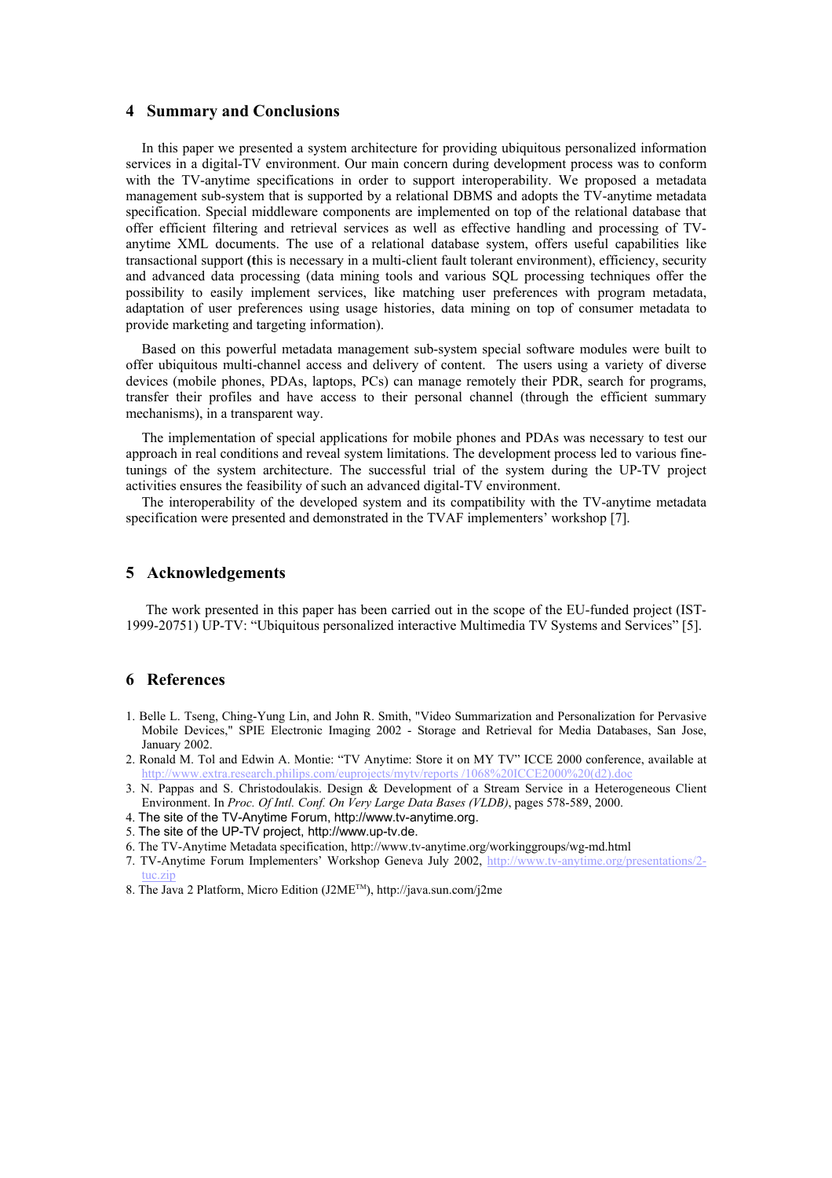## 4 Summary and Conclusions

In this paper we presented a system architecture for providing ubiquitous personalized information services in a digital-TV environment. Our main concern during development process was to conform with the TV-anytime specifications in order to support interoperability. We proposed a metadata management sub-system that is supported by a relational DBMS and adopts the TV-anytime metadata specification. Special middleware components are implemented on top of the relational database that offer efficient filtering and retrieval services as well as effective handling and processing of TV-anytime XML documents. The use of a relational database system, offers useful capabilities like transactional support **(t**his is necessary in a multi-client fault tolerant environment), efficiency, security and advanced data processing (data mining tools and various SQL processing techniques offer the possibility to easily implement services, like matching user preferences with program metadata, adaptation of user preferences using usage histories, data mining on top of consumer metadata to provide marketing and targeting information).

Based on this powerful metadata management sub-system special software modules were built to offer ubiquitous multi-channel access and delivery of content. The users using a variety of diverse devices (mobile phones, PDAs, laptops, PCs) can manage remotely their PDR, search for programs, transfer their profiles and have access to their personal channel (through the efficient summary mechanisms), in a transparent way.

The implementation of special applications for mobile phones and PDAs was necessary to test our approach in real conditions and reveal system limitations. The development process led to various fine-tunings of the system architecture. The successful trial of the system during the UP-TV project activities ensures the feasibility of such an advanced digital-TV environment.

The interoperability of the developed system and its compatibility with the TV-anytime metadata specification were presented and demonstrated in the TVAF implementers' workshop [7].

## 5 Acknowledgements

The work presented in this paper has been carried out in the scope of the EU-funded project (IST-1999-20751) UP-TV: "Ubiquitous personalized interactive Multimedia TV Systems and Services" [5].

## 6 References

1. Belle L. Tseng, Ching-Yung Lin, and John R. Smith, "Video Summarization and Personalization for Pervasive Mobile Devices," SPIE Electronic Imaging 2002 - Storage and Retrieval for Media Databases, San Jose, January 2002.
2. Ronald M. Tol and Edwin A. Montie: "TV Anytime: Store it on MY TV" ICCE 2000 conference, available at http://www.extra.research.philips.com/euprojects/mytv/reports /1068%20ICCE2000%20(d2).doc
3. N. Pappas and S. Christodoulakis. Design & Development of a Stream Service in a Heterogeneous Client Environment. In *Proc. Of Intl. Conf. On Very Large Data Bases (VLDB)*, pages 578-589, 2000.
4. The site of the TV-Anytime Forum, http://www.tv-anytime.org.
5. The site of the UP-TV project, http://www.up-tv.de.
6. The TV-Anytime Metadata specification, http://www.tv-anytime.org/workinggroups/wg-md.html
7. TV-Anytime Forum Implementers' Workshop Geneva July 2002, http://www.tv-anytime.org/presentations/2-tuc.zip
8. The Java 2 Platform, Micro Edition (J2ME™), http://java.sun.com/j2me